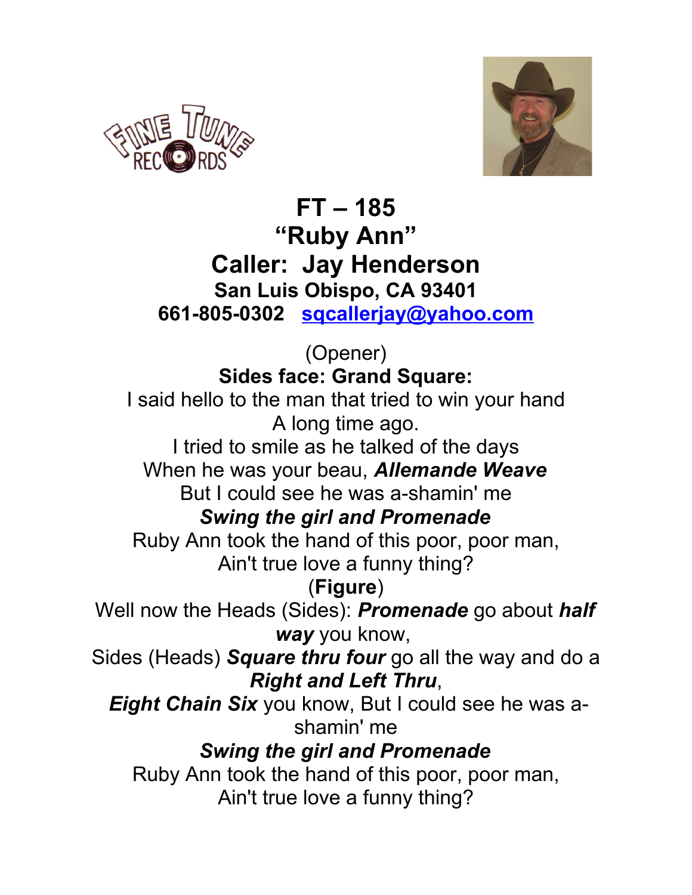# FT – 185
# "Ruby Ann"
# Caller: Jay Henderson

**San Luis Obispo, CA 93401**

**661-805-0302 sqcallerjay@yahoo.com**

(Opener)

**Sides face: Grand Square:**

I said hello to the man that tried to win your hand
A long time ago.
I tried to smile as he talked of the days
When he was your beau, ***Allemande Weave***
But I could see he was a-shamin' me
***Swing the girl and Promenade***
Ruby Ann took the hand of this poor, poor man,
Ain't true love a funny thing?

(**Figure**)

Well now the Heads (Sides): ***Promenade*** go about ***half way*** you know,
Sides (Heads) ***Square thru four*** go all the way and do a ***Right and Left Thru***,
***Eight Chain Six*** you know, But I could see he was a-shamin' me
***Swing the girl and Promenade***
Ruby Ann took the hand of this poor, poor man,
Ain't true love a funny thing?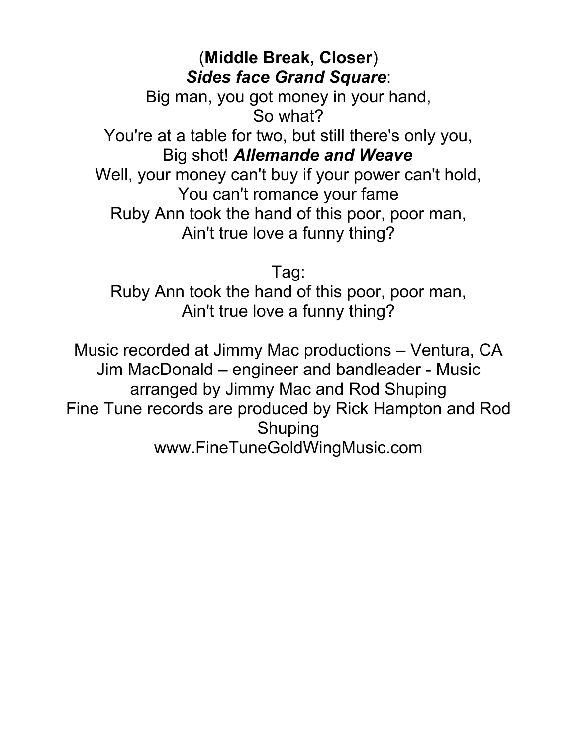(**Middle Break, Closer**)
***Sides face Grand Square***:
Big man, you got money in your hand,
So what?
You're at a table for two, but still there's only you,
Big shot! ***Allemande and Weave***
Well, your money can't buy if your power can't hold,
You can't romance your fame
Ruby Ann took the hand of this poor, poor man,
Ain't true love a funny thing?

Tag:
Ruby Ann took the hand of this poor, poor man,
Ain't true love a funny thing?

Music recorded at Jimmy Mac productions – Ventura, CA
Jim MacDonald – engineer and bandleader - Music arranged by Jimmy Mac and Rod Shuping
Fine Tune records are produced by Rick Hampton and Rod Shuping
www.FineTuneGoldWingMusic.com